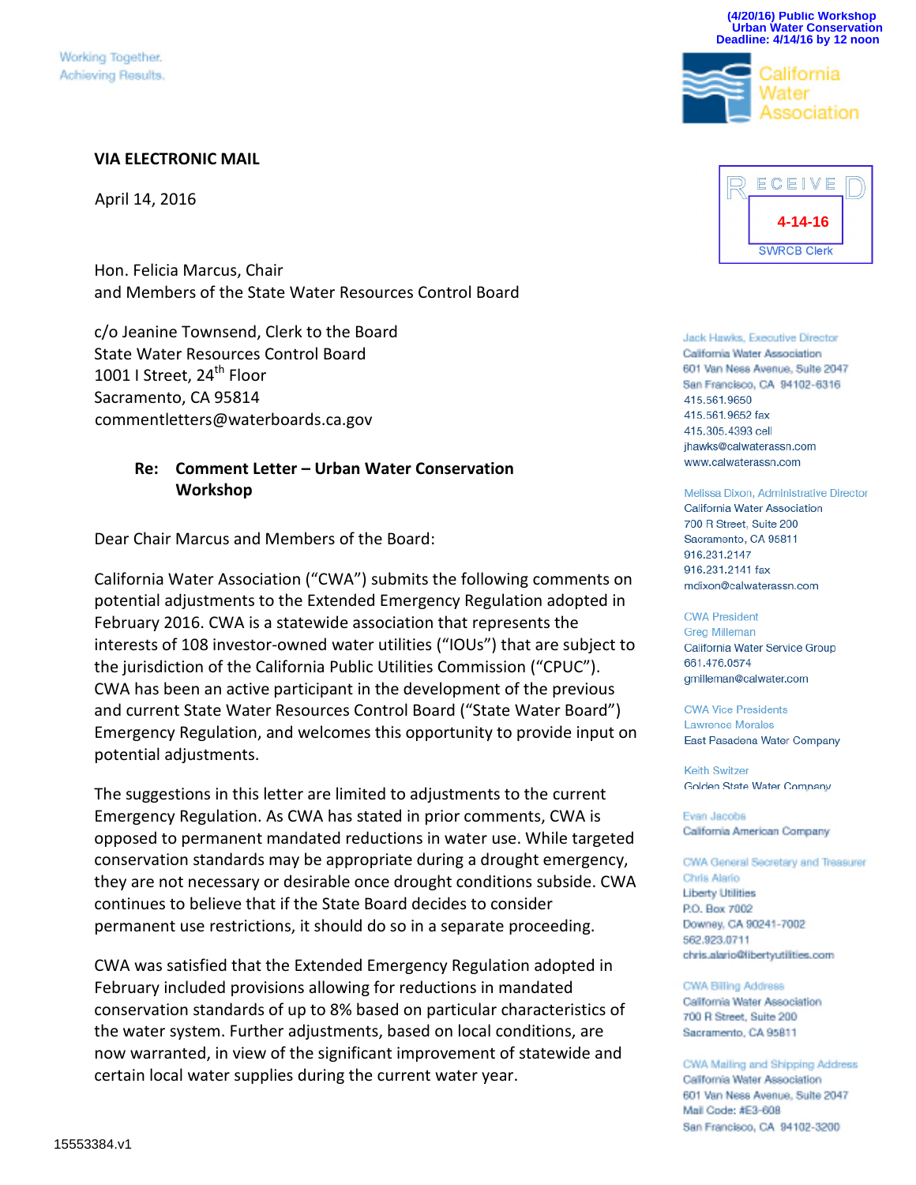(4/20/16) Public Workshop
Urban Water Conservation
Deadline: 4/14/16 by 12 noon

Working Together.
Achieving Results.

California Water Association

RECEIVED
4-14-16
SWRCB Clerk

Jack Hawks, Executive Director
California Water Association
601 Van Ness Avenue, Suite 2047
San Francisco, CA 94102-6316
415.561.9650
415.561.9652 fax
415.305.4393 cell
jhawks@calwaterassn.com
www.calwaterassn.com

Melissa Dixon, Administrative Director
California Water Association
700 R Street, Suite 200
Sacramento, CA 95811
916.231.2147
916.231.2141 fax
mdixon@calwaterassn.com

CWA President
Greg Milleman
California Water Service Group
661.476.0574
gmilleman@calwater.com

CWA Vice Presidents
Lawrence Morales
East Pasadena Water Company

Keith Switzer
Golden State Water Company

Evan Jacobs
California American Company

CWA General Secretary and Treasurer
Chris Alario
Liberty Utilities
P.O. Box 7002
Downey, CA 90241-7002
562.923.0711
chris.alario@libertyutilities.com

CWA Billing Address
California Water Association
700 R Street, Suite 200
Sacramento, CA 95811

CWA Mailing and Shipping Address
California Water Association
601 Van Ness Avenue, Suite 2047
Mail Code: #E3-608
San Francisco, CA 94102-3200

**VIA ELECTRONIC MAIL**

April 14, 2016

Hon. Felicia Marcus, Chair
and Members of the State Water Resources Control Board

c/o Jeanine Townsend, Clerk to the Board
State Water Resources Control Board
1001 I Street, 24th Floor
Sacramento, CA 95814
commentletters@waterboards.ca.gov

**Re: Comment Letter – Urban Water Conservation Workshop**

Dear Chair Marcus and Members of the Board:

California Water Association ("CWA") submits the following comments on potential adjustments to the Extended Emergency Regulation adopted in February 2016. CWA is a statewide association that represents the interests of 108 investor-owned water utilities ("IOUs") that are subject to the jurisdiction of the California Public Utilities Commission ("CPUC"). CWA has been an active participant in the development of the previous and current State Water Resources Control Board ("State Water Board") Emergency Regulation, and welcomes this opportunity to provide input on potential adjustments.

The suggestions in this letter are limited to adjustments to the current Emergency Regulation. As CWA has stated in prior comments, CWA is opposed to permanent mandated reductions in water use. While targeted conservation standards may be appropriate during a drought emergency, they are not necessary or desirable once drought conditions subside. CWA continues to believe that if the State Board decides to consider permanent use restrictions, it should do so in a separate proceeding.

CWA was satisfied that the Extended Emergency Regulation adopted in February included provisions allowing for reductions in mandated conservation standards of up to 8% based on particular characteristics of the water system. Further adjustments, based on local conditions, are now warranted, in view of the significant improvement of statewide and certain local water supplies during the current water year.

15553384.v1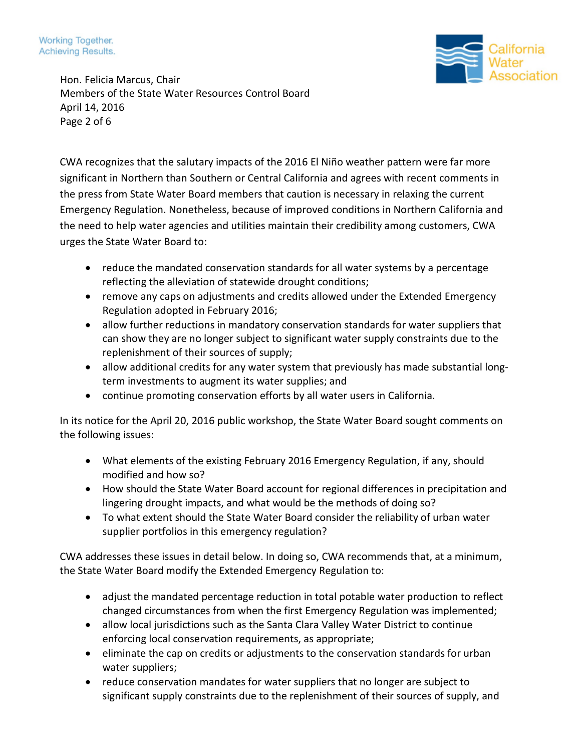CWA recognizes that the salutary impacts of the 2016 El Niño weather pattern were far more significant in Northern than Southern or Central California and agrees with recent comments in the press from State Water Board members that caution is necessary in relaxing the current Emergency Regulation. Nonetheless, because of improved conditions in Northern California and the need to help water agencies and utilities maintain their credibility among customers, CWA urges the State Water Board to:

- reduce the mandated conservation standards for all water systems by a percentage reflecting the alleviation of statewide drought conditions;
- remove any caps on adjustments and credits allowed under the Extended Emergency Regulation adopted in February 2016;
- allow further reductions in mandatory conservation standards for water suppliers that can show they are no longer subject to significant water supply constraints due to the replenishment of their sources of supply;
- allow additional credits for any water system that previously has made substantial long-term investments to augment its water supplies; and
- continue promoting conservation efforts by all water users in California.

In its notice for the April 20, 2016 public workshop, the State Water Board sought comments on the following issues:

- What elements of the existing February 2016 Emergency Regulation, if any, should modified and how so?
- How should the State Water Board account for regional differences in precipitation and lingering drought impacts, and what would be the methods of doing so?
- To what extent should the State Water Board consider the reliability of urban water supplier portfolios in this emergency regulation?

CWA addresses these issues in detail below. In doing so, CWA recommends that, at a minimum, the State Water Board modify the Extended Emergency Regulation to:

- adjust the mandated percentage reduction in total potable water production to reflect changed circumstances from when the first Emergency Regulation was implemented;
- allow local jurisdictions such as the Santa Clara Valley Water District to continue enforcing local conservation requirements, as appropriate;
- eliminate the cap on credits or adjustments to the conservation standards for urban water suppliers;
- reduce conservation mandates for water suppliers that no longer are subject to significant supply constraints due to the replenishment of their sources of supply, and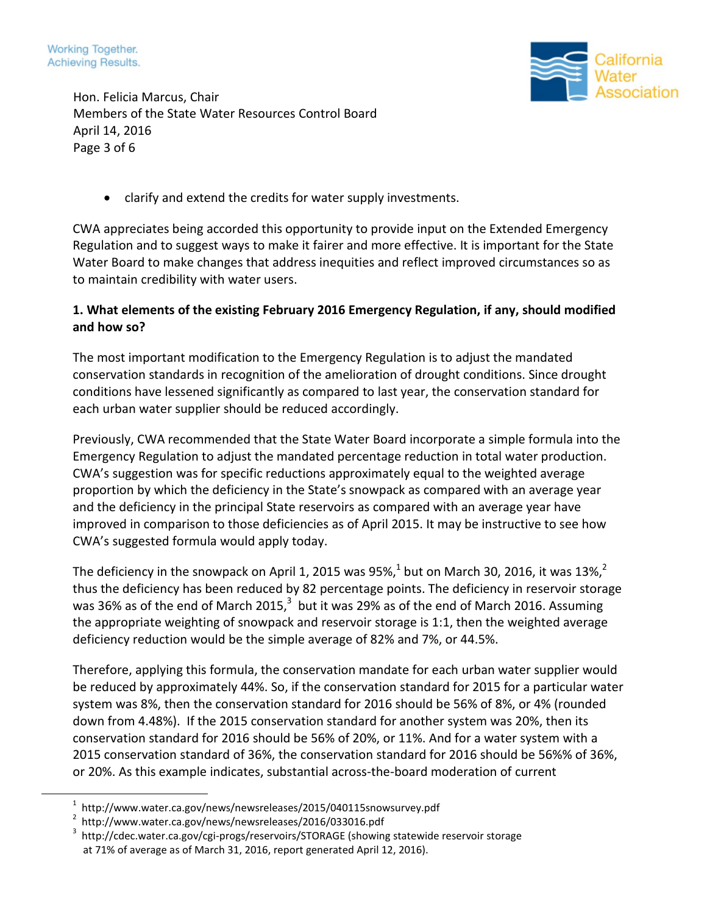- clarify and extend the credits for water supply investments.

CWA appreciates being accorded this opportunity to provide input on the Extended Emergency Regulation and to suggest ways to make it fairer and more effective. It is important for the State Water Board to make changes that address inequities and reflect improved circumstances so as to maintain credibility with water users.

**1. What elements of the existing February 2016 Emergency Regulation, if any, should modified and how so?**

The most important modification to the Emergency Regulation is to adjust the mandated conservation standards in recognition of the amelioration of drought conditions. Since drought conditions have lessened significantly as compared to last year, the conservation standard for each urban water supplier should be reduced accordingly.

Previously, CWA recommended that the State Water Board incorporate a simple formula into the Emergency Regulation to adjust the mandated percentage reduction in total water production. CWA's suggestion was for specific reductions approximately equal to the weighted average proportion by which the deficiency in the State's snowpack as compared with an average year and the deficiency in the principal State reservoirs as compared with an average year have improved in comparison to those deficiencies as of April 2015. It may be instructive to see how CWA's suggested formula would apply today.

The deficiency in the snowpack on April 1, 2015 was 95%,[1] but on March 30, 2016, it was 13%,[2] thus the deficiency has been reduced by 82 percentage points. The deficiency in reservoir storage was 36% as of the end of March 2015,[3] but it was 29% as of the end of March 2016. Assuming the appropriate weighting of snowpack and reservoir storage is 1:1, then the weighted average deficiency reduction would be the simple average of 82% and 7%, or 44.5%.

Therefore, applying this formula, the conservation mandate for each urban water supplier would be reduced by approximately 44%. So, if the conservation standard for 2015 for a particular water system was 8%, then the conservation standard for 2016 should be 56% of 8%, or 4% (rounded down from 4.48%). If the 2015 conservation standard for another system was 20%, then its conservation standard for 2016 should be 56% of 20%, or 11%. And for a water system with a 2015 conservation standard of 36%, the conservation standard for 2016 should be 56%% of 36%, or 20%. As this example indicates, substantial across-the-board moderation of current

---

[1] http://www.water.ca.gov/news/newsreleases/2015/040115snowsurvey.pdf

[2] http://www.water.ca.gov/news/newsreleases/2016/033016.pdf

[3] http://cdec.water.ca.gov/cgi-progs/reservoirs/STORAGE (showing statewide reservoir storage at 71% of average as of March 31, 2016, report generated April 12, 2016).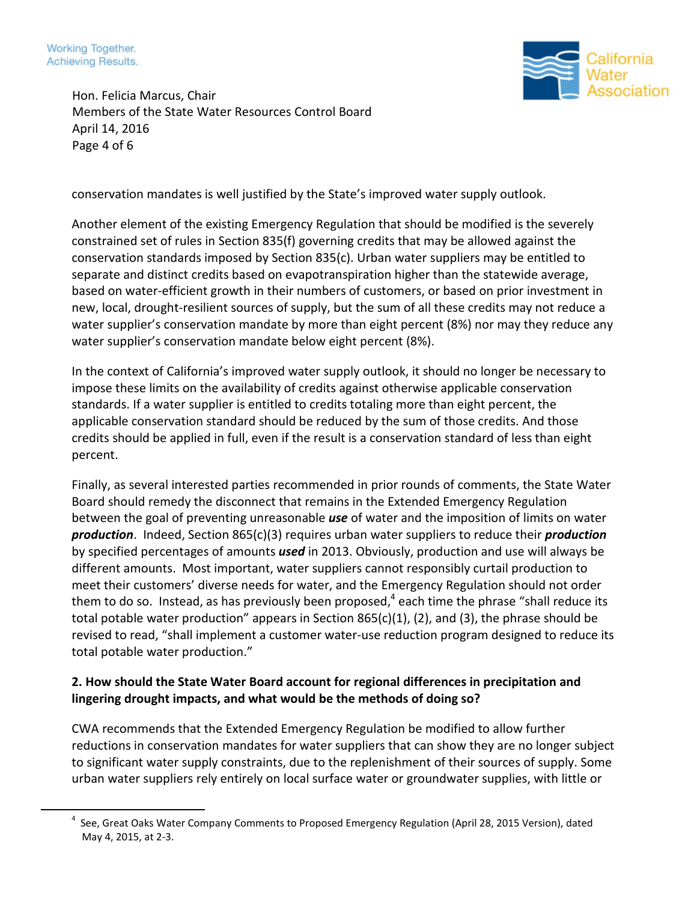conservation mandates is well justified by the State's improved water supply outlook.

Another element of the existing Emergency Regulation that should be modified is the severely constrained set of rules in Section 835(f) governing credits that may be allowed against the conservation standards imposed by Section 835(c). Urban water suppliers may be entitled to separate and distinct credits based on evapotranspiration higher than the statewide average, based on water-efficient growth in their numbers of customers, or based on prior investment in new, local, drought-resilient sources of supply, but the sum of all these credits may not reduce a water supplier's conservation mandate by more than eight percent (8%) nor may they reduce any water supplier's conservation mandate below eight percent (8%).

In the context of California's improved water supply outlook, it should no longer be necessary to impose these limits on the availability of credits against otherwise applicable conservation standards. If a water supplier is entitled to credits totaling more than eight percent, the applicable conservation standard should be reduced by the sum of those credits. And those credits should be applied in full, even if the result is a conservation standard of less than eight percent.

Finally, as several interested parties recommended in prior rounds of comments, the State Water Board should remedy the disconnect that remains in the Extended Emergency Regulation between the goal of preventing unreasonable ***use*** of water and the imposition of limits on water ***production***. Indeed, Section 865(c)(3) requires urban water suppliers to reduce their ***production*** by specified percentages of amounts ***used*** in 2013. Obviously, production and use will always be different amounts. Most important, water suppliers cannot responsibly curtail production to meet their customers' diverse needs for water, and the Emergency Regulation should not order them to do so. Instead, as has previously been proposed,[4] each time the phrase "shall reduce its total potable water production" appears in Section 865(c)(1), (2), and (3), the phrase should be revised to read, "shall implement a customer water-use reduction program designed to reduce its total potable water production."

**2. How should the State Water Board account for regional differences in precipitation and lingering drought impacts, and what would be the methods of doing so?**

CWA recommends that the Extended Emergency Regulation be modified to allow further reductions in conservation mandates for water suppliers that can show they are no longer subject to significant water supply constraints, due to the replenishment of their sources of supply. Some urban water suppliers rely entirely on local surface water or groundwater supplies, with little or

---

[4] See, Great Oaks Water Company Comments to Proposed Emergency Regulation (April 28, 2015 Version), dated May 4, 2015, at 2-3.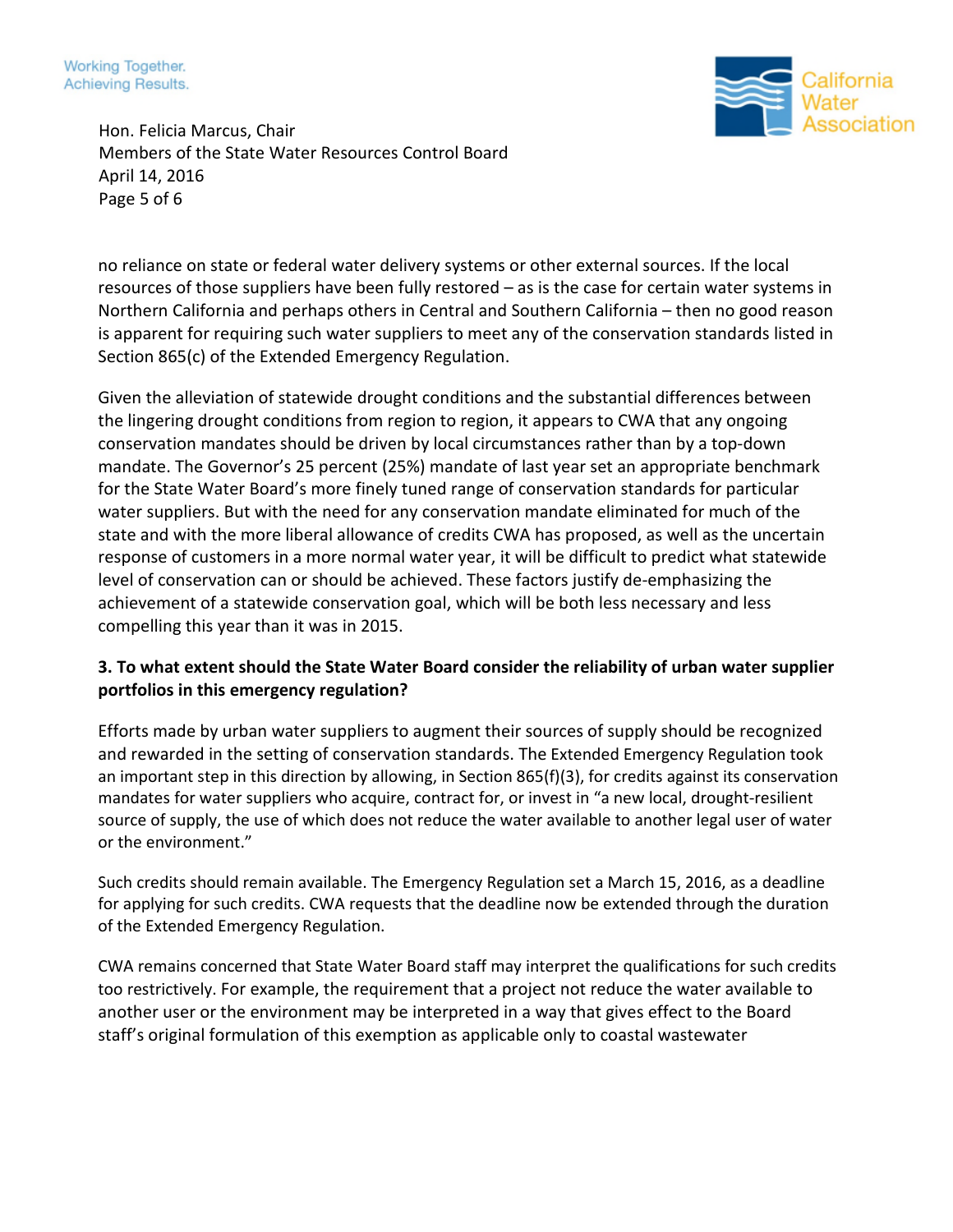no reliance on state or federal water delivery systems or other external sources. If the local resources of those suppliers have been fully restored – as is the case for certain water systems in Northern California and perhaps others in Central and Southern California – then no good reason is apparent for requiring such water suppliers to meet any of the conservation standards listed in Section 865(c) of the Extended Emergency Regulation.

Given the alleviation of statewide drought conditions and the substantial differences between the lingering drought conditions from region to region, it appears to CWA that any ongoing conservation mandates should be driven by local circumstances rather than by a top-down mandate. The Governor's 25 percent (25%) mandate of last year set an appropriate benchmark for the State Water Board's more finely tuned range of conservation standards for particular water suppliers. But with the need for any conservation mandate eliminated for much of the state and with the more liberal allowance of credits CWA has proposed, as well as the uncertain response of customers in a more normal water year, it will be difficult to predict what statewide level of conservation can or should be achieved. These factors justify de-emphasizing the achievement of a statewide conservation goal, which will be both less necessary and less compelling this year than it was in 2015.

**3. To what extent should the State Water Board consider the reliability of urban water supplier portfolios in this emergency regulation?**

Efforts made by urban water suppliers to augment their sources of supply should be recognized and rewarded in the setting of conservation standards. The Extended Emergency Regulation took an important step in this direction by allowing, in Section 865(f)(3), for credits against its conservation mandates for water suppliers who acquire, contract for, or invest in "a new local, drought-resilient source of supply, the use of which does not reduce the water available to another legal user of water or the environment."

Such credits should remain available. The Emergency Regulation set a March 15, 2016, as a deadline for applying for such credits. CWA requests that the deadline now be extended through the duration of the Extended Emergency Regulation.

CWA remains concerned that State Water Board staff may interpret the qualifications for such credits too restrictively. For example, the requirement that a project not reduce the water available to another user or the environment may be interpreted in a way that gives effect to the Board staff's original formulation of this exemption as applicable only to coastal wastewater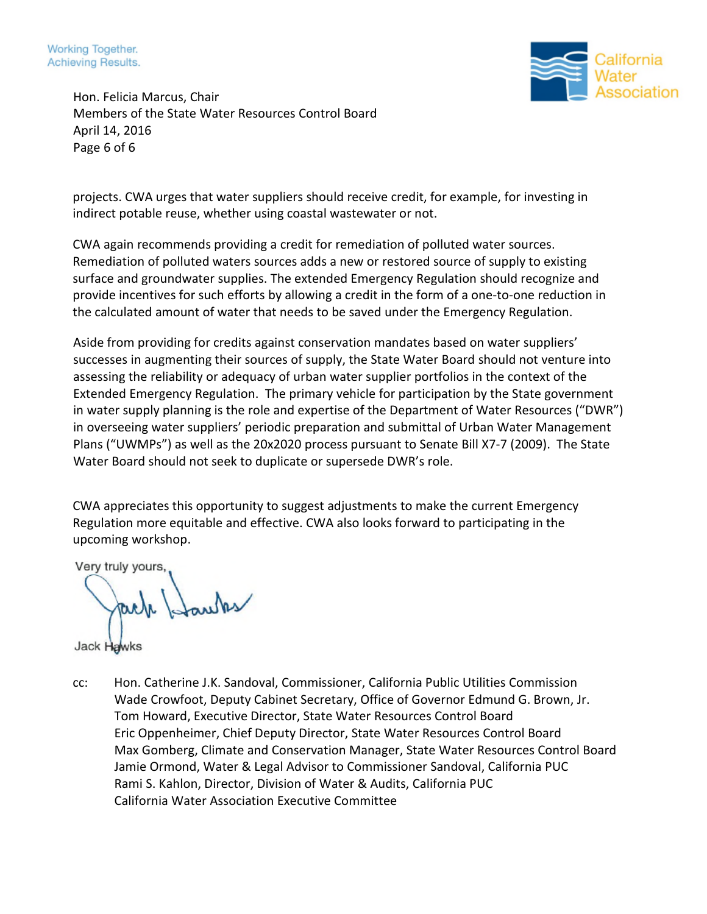projects. CWA urges that water suppliers should receive credit, for example, for investing in indirect potable reuse, whether using coastal wastewater or not.

CWA again recommends providing a credit for remediation of polluted water sources. Remediation of polluted waters sources adds a new or restored source of supply to existing surface and groundwater supplies. The extended Emergency Regulation should recognize and provide incentives for such efforts by allowing a credit in the form of a one-to-one reduction in the calculated amount of water that needs to be saved under the Emergency Regulation.

Aside from providing for credits against conservation mandates based on water suppliers' successes in augmenting their sources of supply, the State Water Board should not venture into assessing the reliability or adequacy of urban water supplier portfolios in the context of the Extended Emergency Regulation. The primary vehicle for participation by the State government in water supply planning is the role and expertise of the Department of Water Resources ("DWR") in overseeing water suppliers' periodic preparation and submittal of Urban Water Management Plans ("UWMPs") as well as the 20x2020 process pursuant to Senate Bill X7-7 (2009). The State Water Board should not seek to duplicate or supersede DWR's role.

CWA appreciates this opportunity to suggest adjustments to make the current Emergency Regulation more equitable and effective. CWA also looks forward to participating in the upcoming workshop.

Very truly yours,

Jack Hawks

cc: Hon. Catherine J.K. Sandoval, Commissioner, California Public Utilities Commission
Wade Crowfoot, Deputy Cabinet Secretary, Office of Governor Edmund G. Brown, Jr.
Tom Howard, Executive Director, State Water Resources Control Board
Eric Oppenheimer, Chief Deputy Director, State Water Resources Control Board
Max Gomberg, Climate and Conservation Manager, State Water Resources Control Board
Jamie Ormond, Water & Legal Advisor to Commissioner Sandoval, California PUC
Rami S. Kahlon, Director, Division of Water & Audits, California PUC
California Water Association Executive Committee